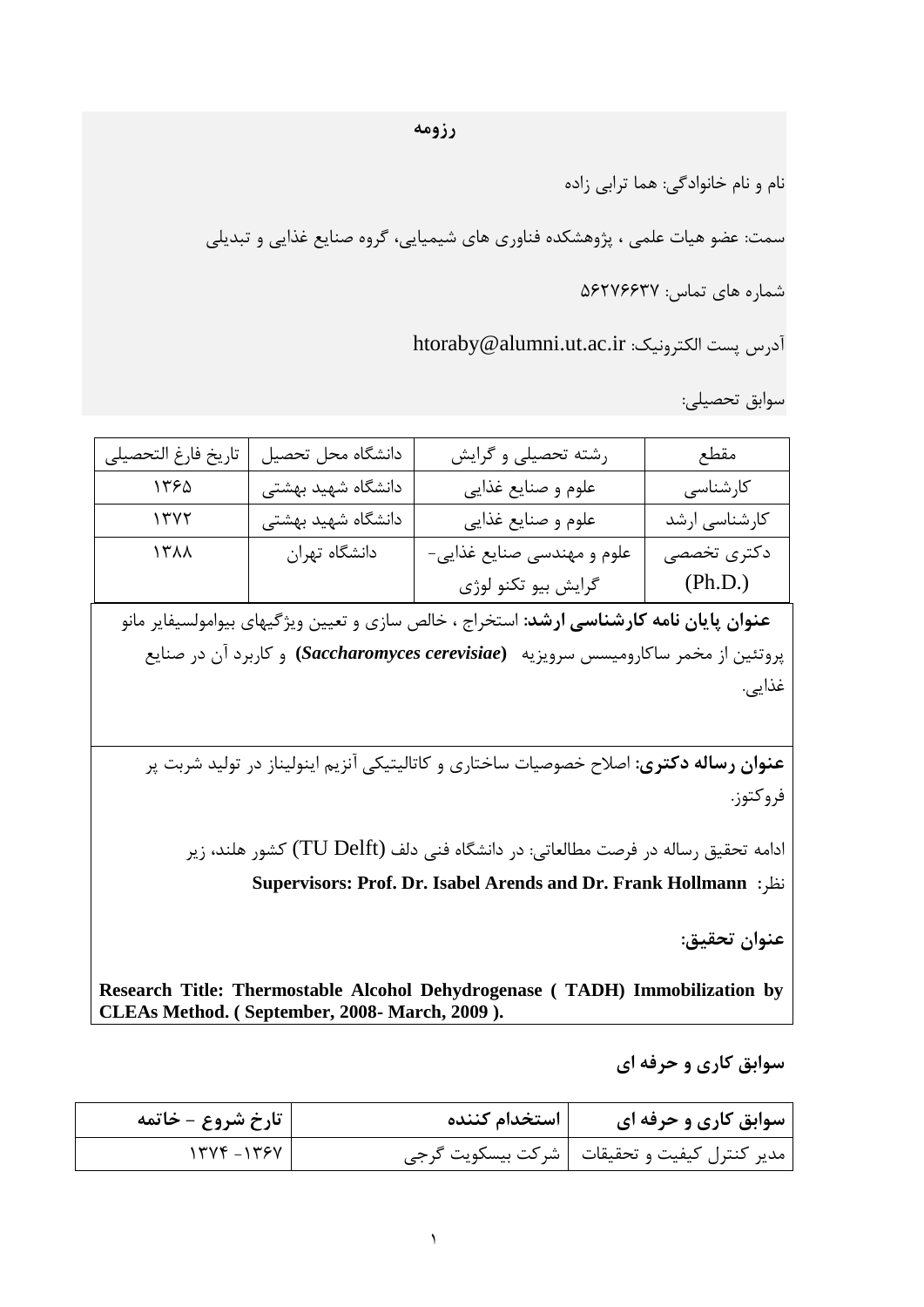**رزومه**

نام و نام خانوادگی: هما ترابی زاده

سمت: عضو هیات علمی ، پژوهشکده فناوری های شیمیایی، گروه صنایع غذایی و تبدیلی

شماره های تماس: ۵۶۲۷۶۶۳۷

آدرس پست الکترونیک: htoraby@alumni.ut.ac.ir

سوابق تحصیلی:

| مقطع | رشته تحصیلی و گرایش | دانشگاه محل تحصیل | تاریخ فارغ التحصیلی |
|---|---|---|---|
| کارشناسی | علوم و صنایع غذایی | دانشگاه شهید بهشتی | ۱۳۶۵ |
| کارشناسی ارشد | علوم و صنایع غذایی | دانشگاه شهید بهشتی | ۱۳۷۲ |
| دکتری تخصصی (Ph.D.) | علوم و مهندسی صنایع غذایی- گرایش بیو تکنو لوژی | دانشگاه تهران | ۱۳۸۸ |

**عنوان پایان نامه کارشناسی ارشد:** استخراج ، خالص سازی و تعیین ویژگیهای بیوامولسیفایر مانو پروتئین از مخمر ساکارومیسس سرویزیه (***Saccharomyces cerevisiae***) و کاربرد آن در صنایع غذایی.

**عنوان رساله دکتری:** اصلاح خصوصیات ساختاری و کاتالیتیکی آنزیم اینولیناز در تولید شربت پر فروکتوز.

ادامه تحقیق رساله در فرصت مطالعاتی: در دانشگاه فنی دلف (TU Delft) کشور هلند، زیر نظر: **Supervisors: Prof. Dr. Isabel Arends and Dr. Frank Hollmann**

**عنوان تحقیق:**

**Research Title: Thermostable Alcohol Dehydrogenase ( TADH) Immobilization by CLEAs Method. ( September, 2008- March, 2009 ).**

## سوابق کاری و حرفه ای

| سوابق کاری و حرفه ای | استخدام کننده | تارخ شروع - خاتمه |
|---|---|---|
| مدیر کنترل کیفیت و تحقیقات | شرکت بیسکویت گرجی | ۱۳۶۷- ۱۳۷۴ |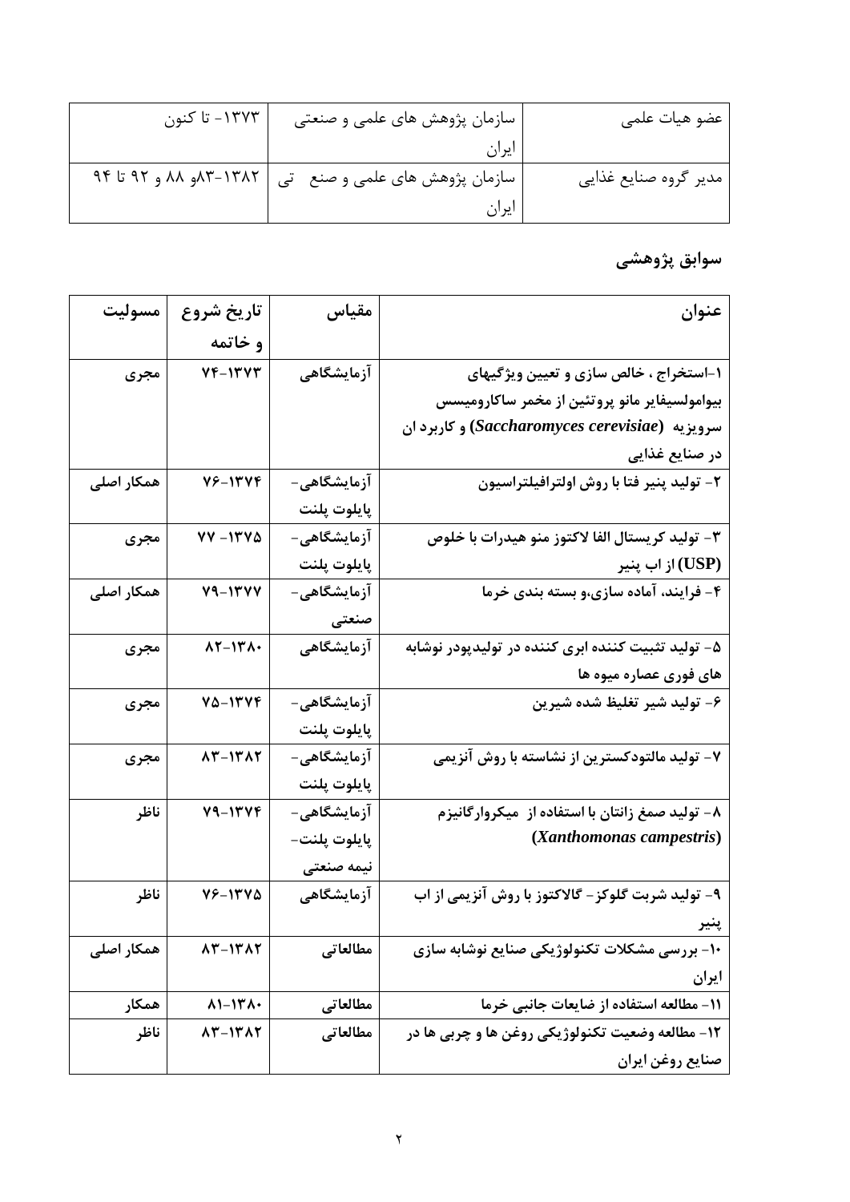| عضو هیات علمی | سازمان پژوهش های علمی و صنعتی ایران | ۱۳۷۳- تا کنون |
|---|---|---|
| مدیر گروه صنایع غذایی | سازمان پژوهش های علمی و صنعتی ایران | ۱۳۸۲-۸۳و ۸۸ و ۹۲ تا ۹۴ |

## سوابق پژوهشی

| عنوان | مقیاس | تاریخ شروع و خاتمه | مسولیت |
|---|---|---|---|
| ۱-استخراج ، خالص سازی و تعیین ویژگیهای بیوامولسیفایر مانو پروتئین از مخمر ساکارومیسس سرویزیه (*Saccharomyces cerevisiae*) و کاربرد ان در صنایع غذایی | آزمایشگاهی | ۱۳۷۳-۷۴ | مجری |
| ۲- تولید پنیر فتا با روش اولترافیلتراسیون | آزمایشگاهی- پایلوت پلنت | ۱۳۷۴-۷۶ | همکار اصلی |
| ۳- تولید کریستال الفا لاکتوز منو هیدرات با خلوص (USP) از اب پنیر | آزمایشگاهی- پایلوت پلنت | ۱۳۷۵- ۷۷ | مجری |
| ۴- فرایند، آماده سازی،و بسته بندی خرما | آزمایشگاهی- صنعتی | ۱۳۷۷-۷۹ | همکار اصلی |
| ۵- تولید تثبیت کننده ابری کننده در تولیدپودر نوشابه های فوری عصاره میوه ها | آزمایشگاهی | ۱۳۸۰-۸۲ | مجری |
| ۶- تولید شیر تغلیظ شده شیرین | آزمایشگاهی- پایلوت پلنت | ۱۳۷۴-۷۵ | مجری |
| ۷- تولید مالتودکسترین از نشاسته با روش آنزیمی | آزمایشگاهی- پایلوت پلنت | ۱۳۸۲-۸۳ | مجری |
| ۸- تولید صمغ زانتان با استفاده از میکروارگانیزم (*Xanthomonas campestris*) | آزمایشگاهی- پایلوت پلنت- نیمه صنعتی | ۱۳۷۴-۷۹ | ناظر |
| ۹- تولید شربت گلوکز- گالاکتوز با روش آنزیمی از اب پنیر | آزمایشگاهی | ۱۳۷۵-۷۶ | ناظر |
| ۱۰- بررسی مشکلات تکنولوژیکی صنایع نوشابه سازی ایران | مطالعاتی | ۱۳۸۲-۸۳ | همکار اصلی |
| ۱۱- مطالعه استفاده از ضایعات جانبی خرما | مطالعاتی | ۱۳۸۰-۸۱ | همکار |
| ۱۲- مطالعه وضعیت تکنولوژیکی روغن ها و چربی ها در صنایع روغن ایران | مطالعاتی | ۱۳۸۲-۸۳ | ناظر |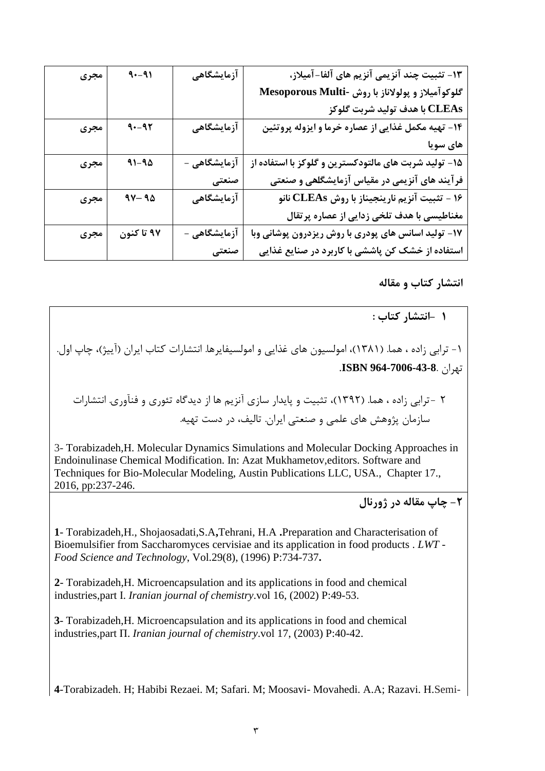| ۱۳- تثبیت چند آنزیمی آنزیم های آلفا-آمیلاز، گلوکوآمیلاز و پولولاناز با روش Mesoporous Multi-CLEAs با هدف تولید شربت گلوکز | آزمایشگاهی | ۹۱-۹۰ | مجری |
|---|---|---|---|
| ۱۴- تهیه مکمل غذایی از عصاره خرما و ایزوله پروتئین های سویا | آزمایشگاهی | ۹۲-۹۰ | مجری |
| ۱۵- تولید شربت های مالتودکسترین و گلوکز با استفاده از فرآیند های آنزیمی در مقیاس آزمایشگاهی و صنعتی | آزمایشگاهی - صنعتی | ۹۵-۹۱ | مجری |
| ۱۶ - تثبیت آنزیم نارینجیناز با روش CLEAs نانو مغناطیسی با هدف تلخی زدایی از عصاره پرتقال | آزمایشگاهی | ۹۵ -۹۷ | مجری |
| ۱۷- تولید اسانس های پودری با روش ریزدرون پوشانی وبا استفاده از خشک کن پاششی با کاربرد در صنایع غذایی | آزمایشگاهی - صنعتی | ۹۷ تا کنون | مجری |

## انتشار کتاب و مقاله

### ۱ -انتشار کتاب :

۱- ترابی زاده ، هما. (۱۳۸۱)، امولسیون های غذایی و امولسیفایرها. انتشارات کتاب ایران (آییژ)، چاپ اول. تهران .**ISBN 964-7006-43-8**.

۲ -ترابی زاده ، هما. (۱۳۹۲)، تثبیت و پایدار سازی آنزیم ها از دیدگاه تئوری و فنآوری. انتشارات سازمان پژوهش های علمی و صنعتی ایران. تالیف، در دست تهیه.

3- Torabizadeh,H. Molecular Dynamics Simulations and Molecular Docking Approaches in Endoinulinase Chemical Modification. In: Azat Mukhametov,editors. Software and Techniques for Bio-Molecular Modeling, Austin Publications LLC, USA., Chapter 17., 2016, pp:237-246.

### ۲- چاپ مقاله در ژورنال

**1**- Torabizadeh,H., Shojaosadati,S.A**,**Tehrani, H.A **.**Preparation and Characterisation of Bioemulsifier from Saccharomyces cervisiae and its application in food products . *LWT - Food Science and Technology*, Vol.29(8), (1996) P:734-737**.**

**2**- Torabizadeh,H. Microencapsulation and its applications in food and chemical industries,part I. *Iranian journal of chemistry*.vol 16, (2002) P:49-53.

**3**- Torabizadeh,H. Microencapsulation and its applications in food and chemical industries,part Π. *Iranian journal of chemistry*.vol 17, (2003) P:40-42.

**4**-Torabizadeh. H; Habibi Rezaei. M; Safari. M; Moosavi- Movahedi. A.A; Razavi. H.Semi-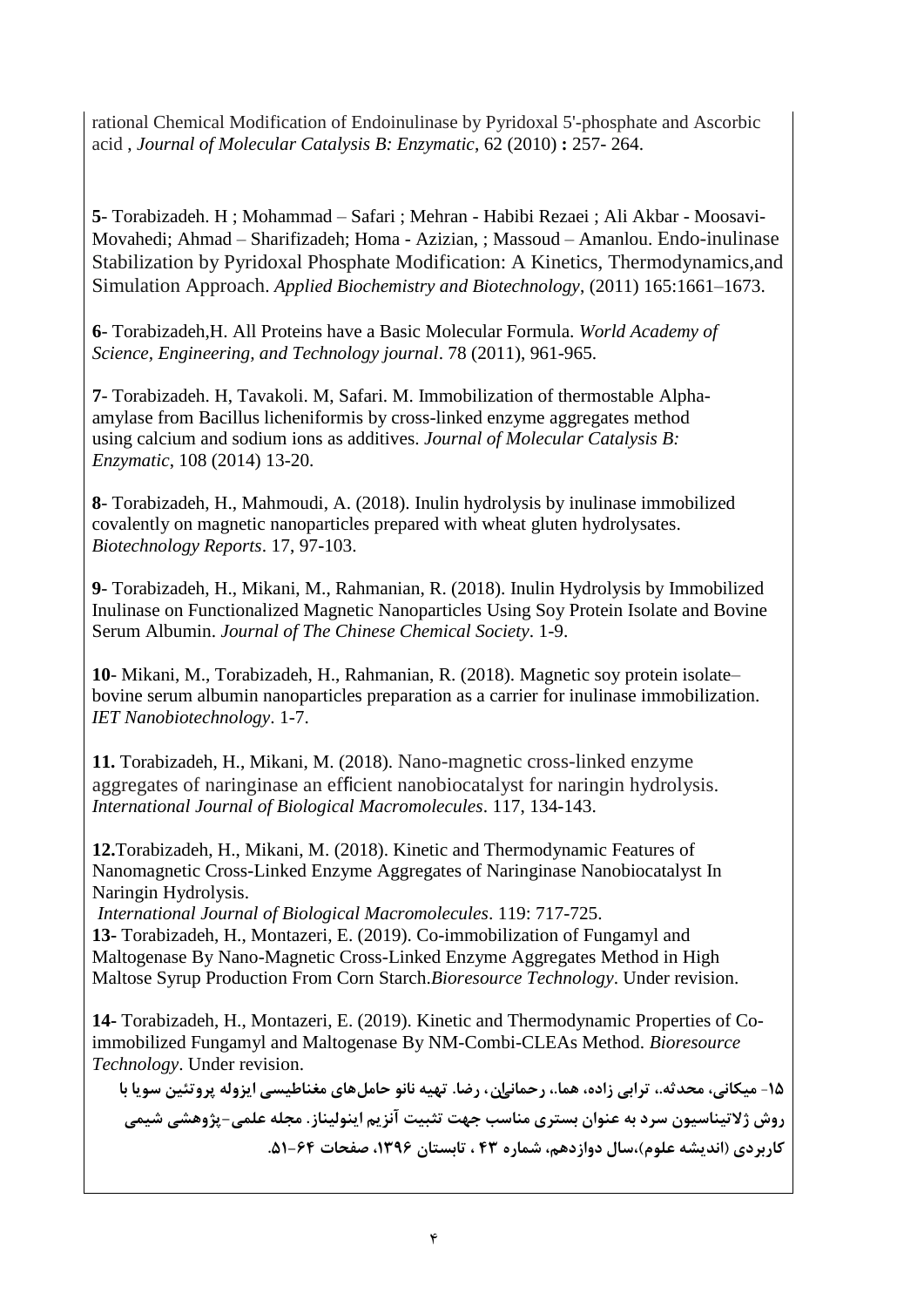rational Chemical Modification of Endoinulinase by Pyridoxal 5'-phosphate and Ascorbic acid , *Journal of Molecular Catalysis B: Enzymatic*, 62 (2010) **:** 257- 264.

**5**- Torabizadeh. H ; Mohammad – Safari ; Mehran - Habibi Rezaei ; Ali Akbar - Moosavi-Movahedi; Ahmad – Sharifizadeh; Homa - Azizian, ; Massoud – Amanlou. Endo-inulinase Stabilization by Pyridoxal Phosphate Modification: A Kinetics, Thermodynamics,and Simulation Approach. *Applied Biochemistry and Biotechnology*, (2011) 165:1661–1673.

**6**- Torabizadeh,H. All Proteins have a Basic Molecular Formula. *World Academy of Science, Engineering, and Technology journal*. 78 (2011), 961-965.

**7**- Torabizadeh. H, Tavakoli. M, Safari. M. Immobilization of thermostable Alpha-amylase from Bacillus licheniformis by cross-linked enzyme aggregates method using calcium and sodium ions as additives. *Journal of Molecular Catalysis B: Enzymatic*, 108 (2014) 13-20.

**8**- Torabizadeh, H., Mahmoudi, A. (2018). Inulin hydrolysis by inulinase immobilized covalently on magnetic nanoparticles prepared with wheat gluten hydrolysates. *Biotechnology Reports*. 17, 97-103.

**9**- Torabizadeh, H., Mikani, M., Rahmanian, R. (2018). Inulin Hydrolysis by Immobilized Inulinase on Functionalized Magnetic Nanoparticles Using Soy Protein Isolate and Bovine Serum Albumin. *Journal of The Chinese Chemical Society*. 1-9.

**10**- Mikani, M., Torabizadeh, H., Rahmanian, R. (2018). Magnetic soy protein isolate–bovine serum albumin nanoparticles preparation as a carrier for inulinase immobilization. *IET Nanobiotechnology*. 1-7.

**11.** Torabizadeh, H., Mikani, M. (2018). Nano-magnetic cross-linked enzyme aggregates of naringinase an efficient nanobiocatalyst for naringin hydrolysis. *International Journal of Biological Macromolecules*. 117, 134-143.

**12.**Torabizadeh, H., Mikani, M. (2018). Kinetic and Thermodynamic Features of Nanomagnetic Cross-Linked Enzyme Aggregates of Naringinase Nanobiocatalyst In Naringin Hydrolysis.
*International Journal of Biological Macromolecules*. 119: 717-725.

**13**- Torabizadeh, H., Montazeri, E. (2019). Co-immobilization of Fungamyl and Maltogenase By Nano-Magnetic Cross-Linked Enzyme Aggregates Method in High Maltose Syrup Production From Corn Starch.*Bioresource Technology*. Under revision.

**14**- Torabizadeh, H., Montazeri, E. (2019). Kinetic and Thermodynamic Properties of Co-immobilized Fungamyl and Maltogenase By NM-Combi-CLEAs Method. *Bioresource Technology*. Under revision.

**۱۵- میکانی، محدثه.، ترابی زاده، هما.، رحمانیان، رضا. تهیه نانو حامل‌های مغناطیسی ایزوله پروتئین سویا با روش ژلاتیناسیون سرد به عنوان بستری مناسب جهت تثبیت آنزیم اینولیناز. مجله علمی-پژوهشی شیمی کاربردی (اندیشه علوم)،سال دوازدهم، شماره ۴۳ ، تابستان ۱۳۹۶، صفحات ۶۴-۵۱.**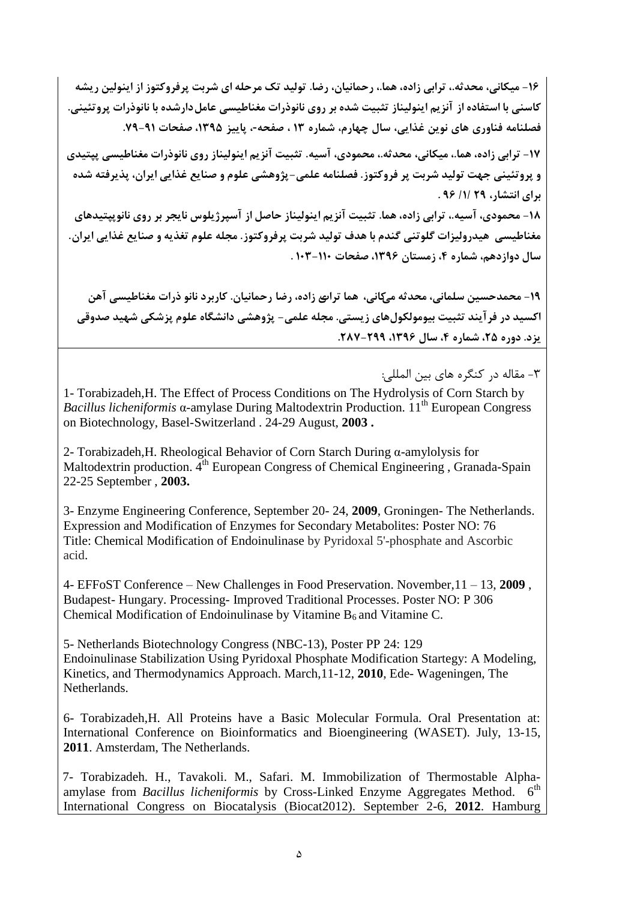**۱۶- میکانی، محدثه.، ترابی زاده، هما.، رحمانیان، رضا. تولید تک مرحله ای شربت پرفروکتوز از اینولین ریشه کاسنی با استفاده از آنزیم اینولیناز تثبیت شده بر روی نانوذرات مغناطیسی عامل‌دارشده با نانوذرات پروتئینی. فصلنامه فناوری های نوین غذایی، سال چهارم، شماره ۱۳ ، صفحه-، پاییز ۱۳۹۵، صفحات ۹۱-۷۹.**

**۱۷- ترابی زاده، هما.، میکانی، محدثه.، محمودی، آسیه. تثبیت آنزیم اینولیناز روی نانوذرات مغناطیسی پپتیدی و پروتئینی جهت تولید شربت پر فروکتوز. فصلنامه علمی-پژوهشی علوم و صنایع غذایی ایران، پذیرفته شده برای انتشار، ۲۹ /۱/ ۹۶ .**

**۱۸- محمودی، آسیه.، ترابی زاده، هما. تثبیت آنزیم اینولیناز حاصل از آسپرژیلوس نایجر بر روی نانوپپتیدهای مغناطیسی هیدرولیزات گلوتنی گندم با هدف تولید شربت پرفروکتوز. مجله علوم تغذیه و صنایع غذایی ایران. سال دوازدهم، شماره ۴، زمستان ۱۳۹۶، صفحات ۱۱۰-۱۰۳ .**

**۱۹- محمدحسین سلمانی، محدثه میکانی، هما ترابی زاده، رضا رحمانیان. کاربرد نانو ذرات مغناطیسی آهن اکسید در فرآیند تثبیت بیومولکول‌های زیستی. مجله علمی- پژوهشی دانشگاه علوم پزشکی شهید صدوقی یزد. دوره ۲۵، شماره ۴، سال ۱۳۹۶، ۲۹۹-۲۸۷.**

۳- مقاله در کنگره های بین المللی:

1- Torabizadeh,H. The Effect of Process Conditions on The Hydrolysis of Corn Starch by *Bacillus licheniformis* α-amylase During Maltodextrin Production. 11th European Congress on Biotechnology, Basel-Switzerland . 24-29 August, **2003 .**

2- Torabizadeh,H. Rheological Behavior of Corn Starch During α-amylolysis for Maltodextrin production. 4th European Congress of Chemical Engineering , Granada-Spain 22-25 September , **2003.**

3- Enzyme Engineering Conference, September 20- 24, **2009**, Groningen- The Netherlands. Expression and Modification of Enzymes for Secondary Metabolites: Poster NO: 76
Title: Chemical Modification of Endoinulinase by Pyridoxal 5'-phosphate and Ascorbic acid.

4- EFFoST Conference – New Challenges in Food Preservation. November,11 – 13, **2009** , Budapest- Hungary. Processing- Improved Traditional Processes. Poster NO: P 306
Chemical Modification of Endoinulinase by Vitamine $B_6$ and Vitamine C.

5- Netherlands Biotechnology Congress (NBC-13), Poster PP 24: 129
Endoinulinase Stabilization Using Pyridoxal Phosphate Modification Startegy: A Modeling, Kinetics, and Thermodynamics Approach. March,11-12, **2010**, Ede- Wageningen, The Netherlands.

6- Torabizadeh,H. All Proteins have a Basic Molecular Formula. Oral Presentation at: International Conference on Bioinformatics and Bioengineering (WASET). July, 13-15, **2011**. Amsterdam, The Netherlands.

7- Torabizadeh. H., Tavakoli. M., Safari. M. Immobilization of Thermostable Alpha-amylase from *Bacillus licheniformis* by Cross-Linked Enzyme Aggregates Method. 6th International Congress on Biocatalysis (Biocat2012). September 2-6, **2012**. Hamburg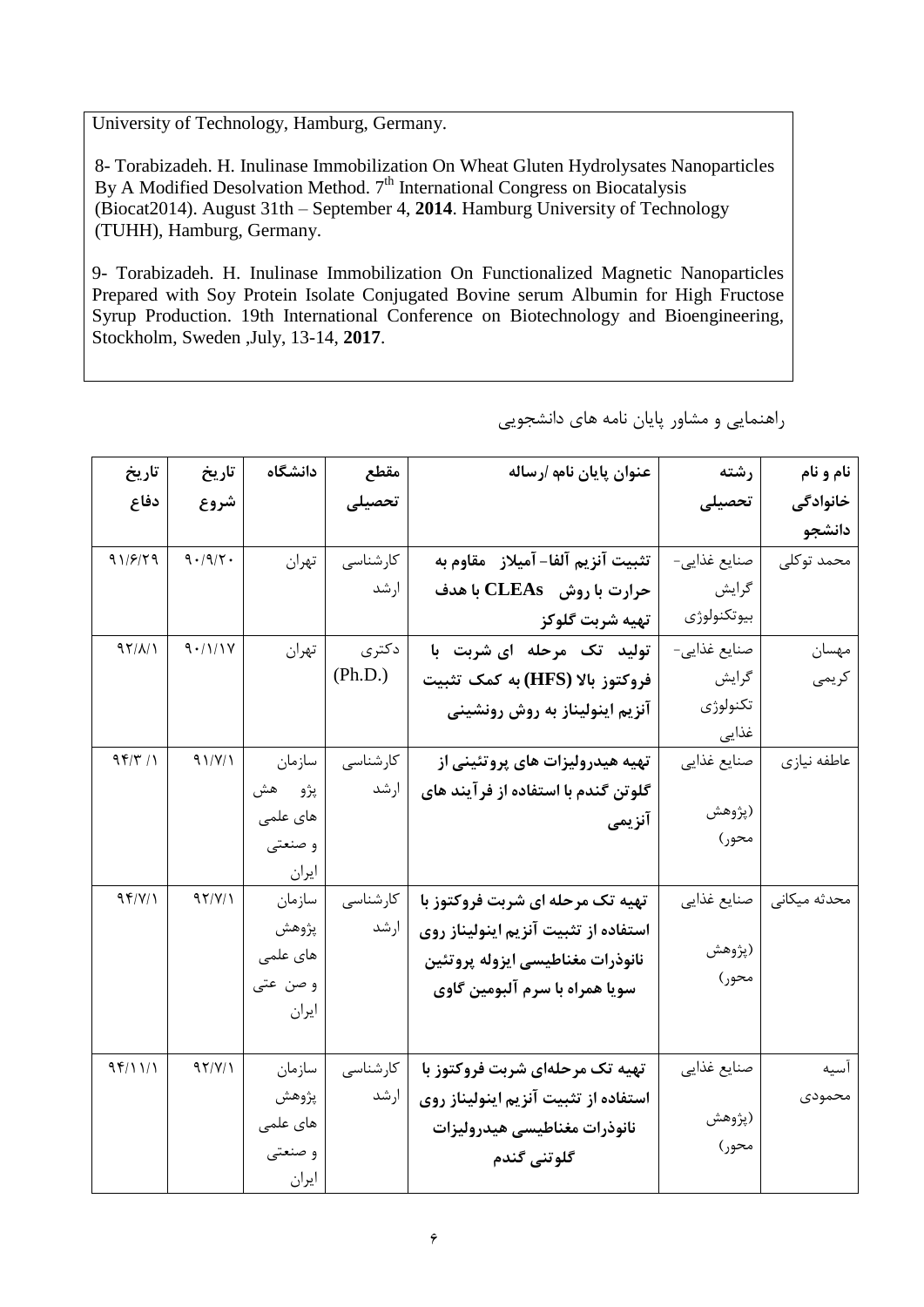University of Technology, Hamburg, Germany.

8- Torabizadeh. H. Inulinase Immobilization On Wheat Gluten Hydrolysates Nanoparticles By A Modified Desolvation Method. 7th International Congress on Biocatalysis (Biocat2014). August 31th – September 4, **2014**. Hamburg University of Technology (TUHH), Hamburg, Germany.

9- Torabizadeh. H. Inulinase Immobilization On Functionalized Magnetic Nanoparticles Prepared with Soy Protein Isolate Conjugated Bovine serum Albumin for High Fructose Syrup Production. 19th International Conference on Biotechnology and Bioengineering, Stockholm, Sweden ,July, 13-14, **2017**.

راهنمایی و مشاور پایان نامه های دانشجویی

| نام و نام خانوادگی دانشجو | رشته تحصیلی | عنوان پایان نامه /رساله | مقطع تحصیلی | دانشگاه | تاریخ شروع | تاریخ دفاع |
|---|---|---|---|---|---|---|
| محمد توکلی | صنایع غذایی- گرایش بیوتکنولوژی | **تثبیت آنزیم آلفا- آمیلاز مقاوم به حرارت با روش CLEAs با هدف تهیه شربت گلوکز** | کارشناسی ارشد | تهران | ۹۰/۹/۲۰ | ۹۱/۶/۲۹ |
| مهسان کریمی | صنایع غذایی- گرایش تکنولوژی غذایی | **تولید تک مرحله ای شربت با فروکتوز بالا (HFS) به کمک تثبیت آنزیم اینولیناز به روش رونشینی** | دکتری (Ph.D.) | تهران | ۹۰/۱/۱۷ | ۹۲/۸/۱ |
| عاطفه نیازی | صنایع غذایی (پژوهش محور) | **تهیه هیدرولیزات های پروتئینی از گلوتن گندم با استفاده از فرآیند های آنزیمی** | کارشناسی ارشد | سازمان پژوهش های علمی و صنعتی ایران | ۹۱/۷/۱ | ۹۴/۳/۱ |
| محدثه میکائی | صنایع غذایی (پژوهش محور) | **تهیه تک مرحله ای شربت فروکتوز با استفاده از تثبیت آنزیم اینولیناز روی نانوذرات مغناطیسی ایزوله پروتئین سویا همراه با سرم آلبومین گاوی** | کارشناسی ارشد | سازمان پژوهش های علمی و صنعتی ایران | ۹۲/۷/۱ | ۹۴/۷/۱ |
| آسیه محمودی | صنایع غذایی (پژوهش محور) | **تهیه تک مرحله‌ای شربت فروکتوز با استفاده از تثبیت آنزیم اینولیناز روی نانوذرات مغناطیسی هیدرولیزات گلوتنی گندم** | کارشناسی ارشد | سازمان پژوهش های علمی و صنعتی ایران | ۹۲/۷/۱ | ۹۴/۱۱/۱ |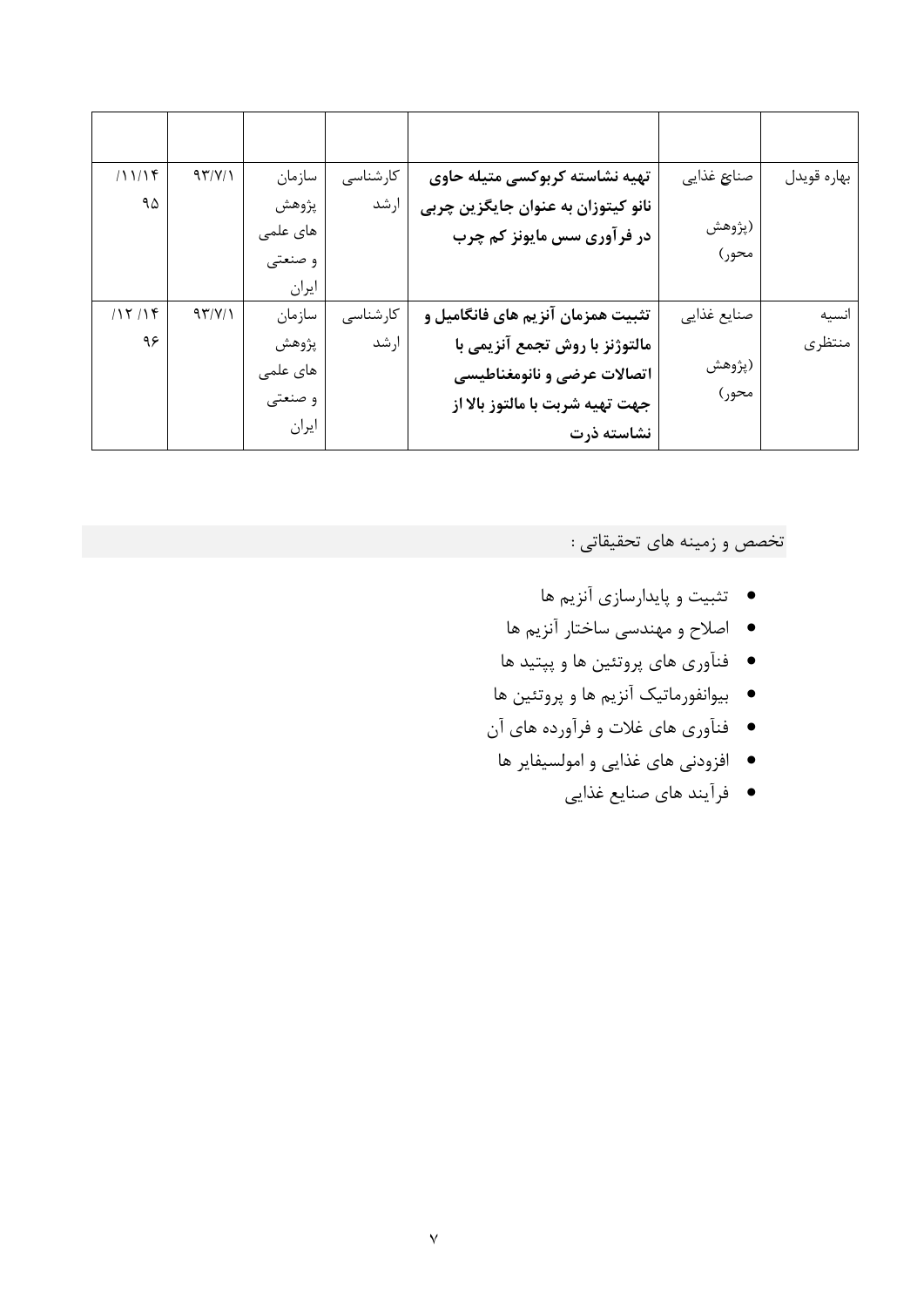| | | | | | | |
|---|---|---|---|---|---|---|
| | | | | | | |
| بهاره قویدل | صنایع غذایی (پژوهش محور) | **تهیه نشاسته کربوکسی متیله حاوی نانو کیتوزان به عنوان جایگزین چربی در فرآوری سس مایونز کم چرب** | کارشناسی ارشد | سازمان پژوهش های علمی و صنعتی ایران | ۹۳/۷/۱ | ۹۵/۱۱/۱۴ |
| انسیه منتظری | صنایع غذایی (پژوهش محور) | **تثبیت همزمان آنزیم های فانگامیل و مالتوژنز با روش تجمع آنزیمی با اتصالات عرضی و نانومغناطیسی جهت تهیه شربت با مالتوز بالا از نشاسته ذرت** | کارشناسی ارشد | سازمان پژوهش های علمی و صنعتی ایران | ۹۳/۷/۱ | ۹۶/۱۲/۱۴ |

تخصص و زمینه های تحقیقاتی :

- تثبیت و پایدارسازی آنزیم ها
- اصلاح و مهندسی ساختار آنزیم ها
- فنآوری های پروتئین ها و پپتید ها
- بیوانفورماتیک آنزیم ها و پروتئین ها
- فنآوری های غلات و فرآورده های آن
- افزودنی های غذایی و امولسیفایر ها
- فرآیند های صنایع غذایی